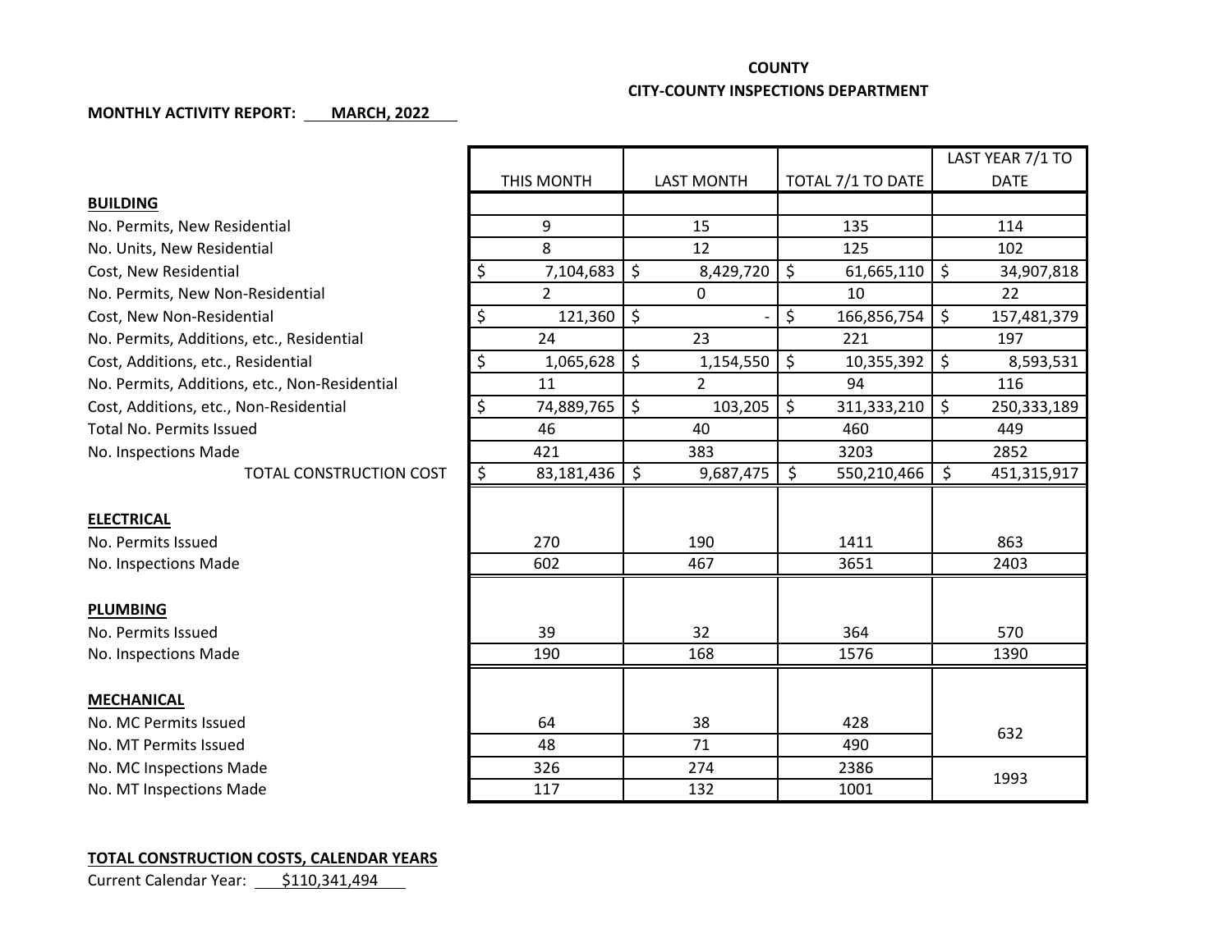**COUNTY**

**CITY-COUNTY INSPECTIONS DEPARTMENT**

**MONTHLY ACTIVITY REPORT: MARCH, 2022**

| | THIS MONTH | LAST MONTH | TOTAL 7/1 TO DATE | LAST YEAR 7/1 TO DATE |
|---|---|---|---|---|
| **BUILDING** | | | | |
| No. Permits, New Residential | 9 | 15 | 135 | 114 |
| No. Units, New Residential | 8 | 12 | 125 | 102 |
| Cost, New Residential | $ 7,104,683 | $ 8,429,720 | $ 61,665,110 | $ 34,907,818 |
| No. Permits, New Non-Residential | 2 | 0 | 10 | 22 |
| Cost, New Non-Residential | $ 121,360 | $ - | $ 166,856,754 | $ 157,481,379 |
| No. Permits, Additions, etc., Residential | 24 | 23 | 221 | 197 |
| Cost, Additions, etc., Residential | $ 1,065,628 | $ 1,154,550 | $ 10,355,392 | $ 8,593,531 |
| No. Permits, Additions, etc., Non-Residential | 11 | 2 | 94 | 116 |
| Cost, Additions, etc., Non-Residential | $ 74,889,765 | $ 103,205 | $ 311,333,210 | $ 250,333,189 |
| Total No. Permits Issued | 46 | 40 | 460 | 449 |
| No. Inspections Made | 421 | 383 | 3203 | 2852 |
| TOTAL CONSTRUCTION COST | $ 83,181,436 | $ 9,687,475 | $ 550,210,466 | $ 451,315,917 |
| **ELECTRICAL** | | | | |
| No. Permits Issued | 270 | 190 | 1411 | 863 |
| No. Inspections Made | 602 | 467 | 3651 | 2403 |
| **PLUMBING** | | | | |
| No. Permits Issued | 39 | 32 | 364 | 570 |
| No. Inspections Made | 190 | 168 | 1576 | 1390 |
| **MECHANICAL** | | | | |
| No. MC Permits Issued | 64 | 38 | 428 | 632 |
| No. MT Permits Issued | 48 | 71 | 490 | |
| No. MC Inspections Made | 326 | 274 | 2386 | 1993 |
| No. MT Inspections Made | 117 | 132 | 1001 | |

**TOTAL CONSTRUCTION COSTS, CALENDAR YEARS**

Current Calendar Year: $110,341,494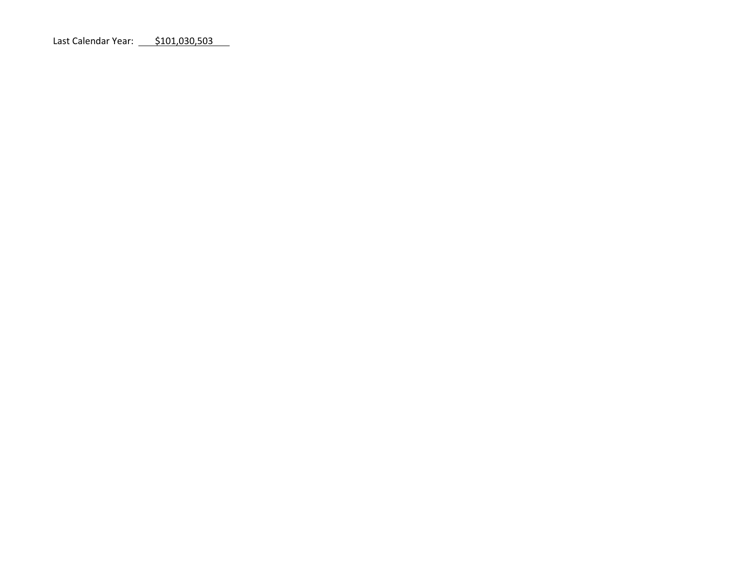Last Calendar Year: $101,030,503